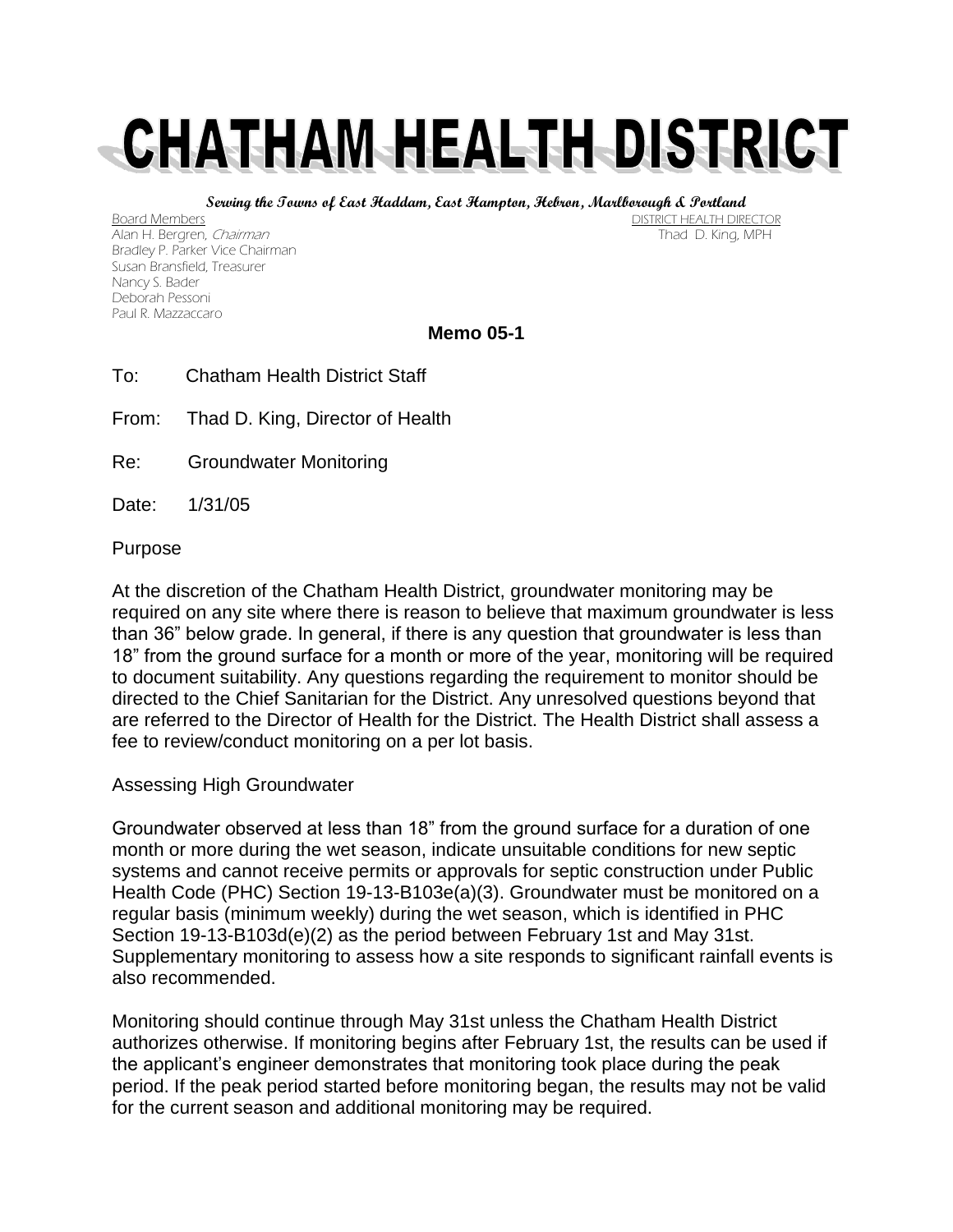# CHATHAM HEALTH DISTRICT

*Serving the Towns of East Haddam, East Hampton, Hebron, Marlborough & Portland*

Board Members
Alan H. Bergren, *Chairman*
Bradley P. Parker Vice Chairman
Susan Bransfield, Treasurer
Nancy S. Bader
Deborah Pessoni
Paul R. Mazzaccaro

DISTRICT HEALTH DIRECTOR
Thad D. King, MPH

**Memo 05-1**

To: Chatham Health District Staff

From: Thad D. King, Director of Health

Re: Groundwater Monitoring

Date: 1/31/05

Purpose

At the discretion of the Chatham Health District, groundwater monitoring may be required on any site where there is reason to believe that maximum groundwater is less than 36" below grade. In general, if there is any question that groundwater is less than 18" from the ground surface for a month or more of the year, monitoring will be required to document suitability. Any questions regarding the requirement to monitor should be directed to the Chief Sanitarian for the District. Any unresolved questions beyond that are referred to the Director of Health for the District. The Health District shall assess a fee to review/conduct monitoring on a per lot basis.

Assessing High Groundwater

Groundwater observed at less than 18" from the ground surface for a duration of one month or more during the wet season, indicate unsuitable conditions for new septic systems and cannot receive permits or approvals for septic construction under Public Health Code (PHC) Section 19-13-B103e(a)(3). Groundwater must be monitored on a regular basis (minimum weekly) during the wet season, which is identified in PHC Section 19-13-B103d(e)(2) as the period between February 1st and May 31st. Supplementary monitoring to assess how a site responds to significant rainfall events is also recommended.

Monitoring should continue through May 31st unless the Chatham Health District authorizes otherwise. If monitoring begins after February 1st, the results can be used if the applicant's engineer demonstrates that monitoring took place during the peak period. If the peak period started before monitoring began, the results may not be valid for the current season and additional monitoring may be required.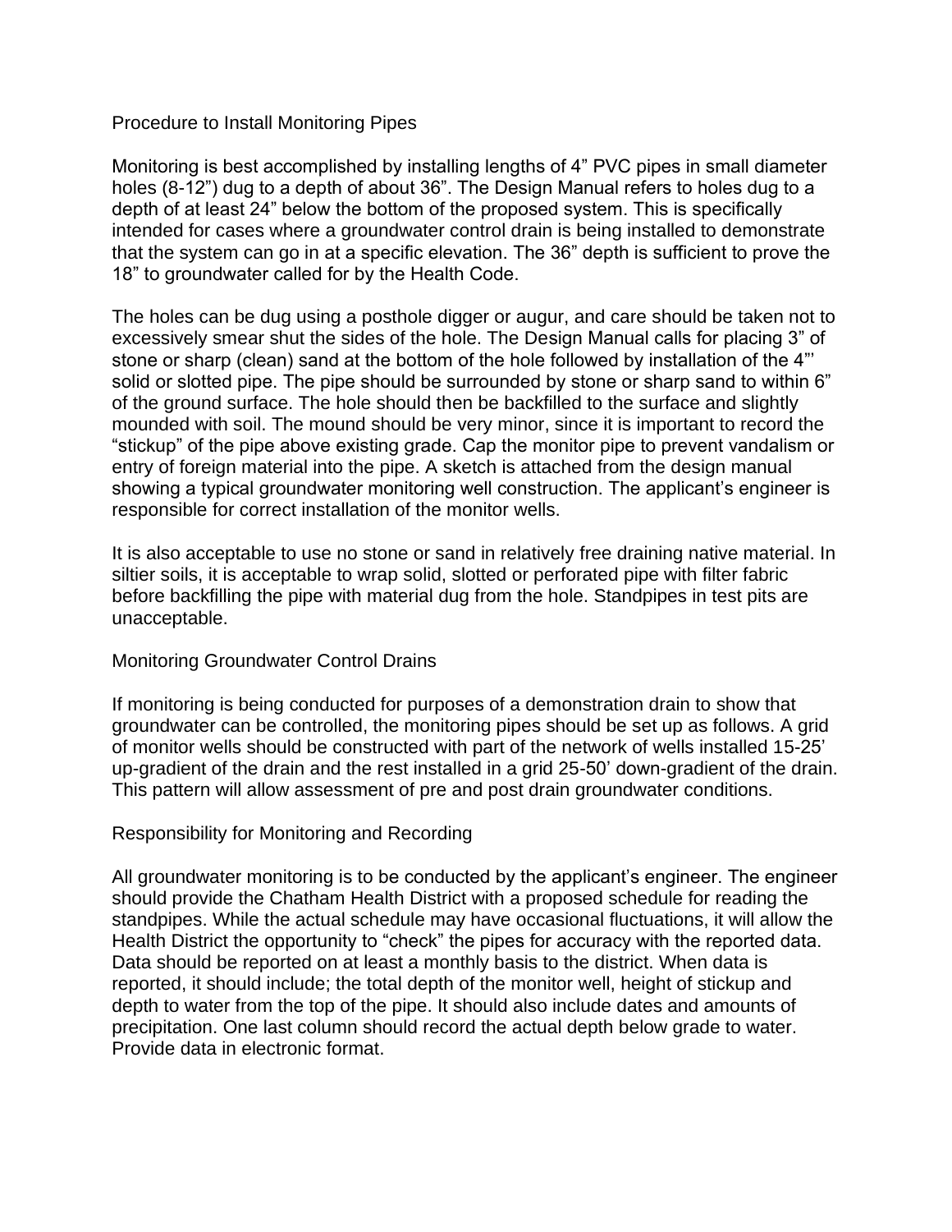## Procedure to Install Monitoring Pipes

Monitoring is best accomplished by installing lengths of 4" PVC pipes in small diameter holes (8-12") dug to a depth of about 36". The Design Manual refers to holes dug to a depth of at least 24" below the bottom of the proposed system. This is specifically intended for cases where a groundwater control drain is being installed to demonstrate that the system can go in at a specific elevation. The 36" depth is sufficient to prove the 18" to groundwater called for by the Health Code.

The holes can be dug using a posthole digger or augur, and care should be taken not to excessively smear shut the sides of the hole. The Design Manual calls for placing 3" of stone or sharp (clean) sand at the bottom of the hole followed by installation of the 4"' solid or slotted pipe. The pipe should be surrounded by stone or sharp sand to within 6" of the ground surface. The hole should then be backfilled to the surface and slightly mounded with soil. The mound should be very minor, since it is important to record the "stickup" of the pipe above existing grade. Cap the monitor pipe to prevent vandalism or entry of foreign material into the pipe. A sketch is attached from the design manual showing a typical groundwater monitoring well construction. The applicant's engineer is responsible for correct installation of the monitor wells.

It is also acceptable to use no stone or sand in relatively free draining native material. In siltier soils, it is acceptable to wrap solid, slotted or perforated pipe with filter fabric before backfilling the pipe with material dug from the hole. Standpipes in test pits are unacceptable.

## Monitoring Groundwater Control Drains

If monitoring is being conducted for purposes of a demonstration drain to show that groundwater can be controlled, the monitoring pipes should be set up as follows. A grid of monitor wells should be constructed with part of the network of wells installed 15-25' up-gradient of the drain and the rest installed in a grid 25-50' down-gradient of the drain. This pattern will allow assessment of pre and post drain groundwater conditions.

## Responsibility for Monitoring and Recording

All groundwater monitoring is to be conducted by the applicant's engineer. The engineer should provide the Chatham Health District with a proposed schedule for reading the standpipes. While the actual schedule may have occasional fluctuations, it will allow the Health District the opportunity to "check" the pipes for accuracy with the reported data. Data should be reported on at least a monthly basis to the district. When data is reported, it should include; the total depth of the monitor well, height of stickup and depth to water from the top of the pipe. It should also include dates and amounts of precipitation. One last column should record the actual depth below grade to water. Provide data in electronic format.